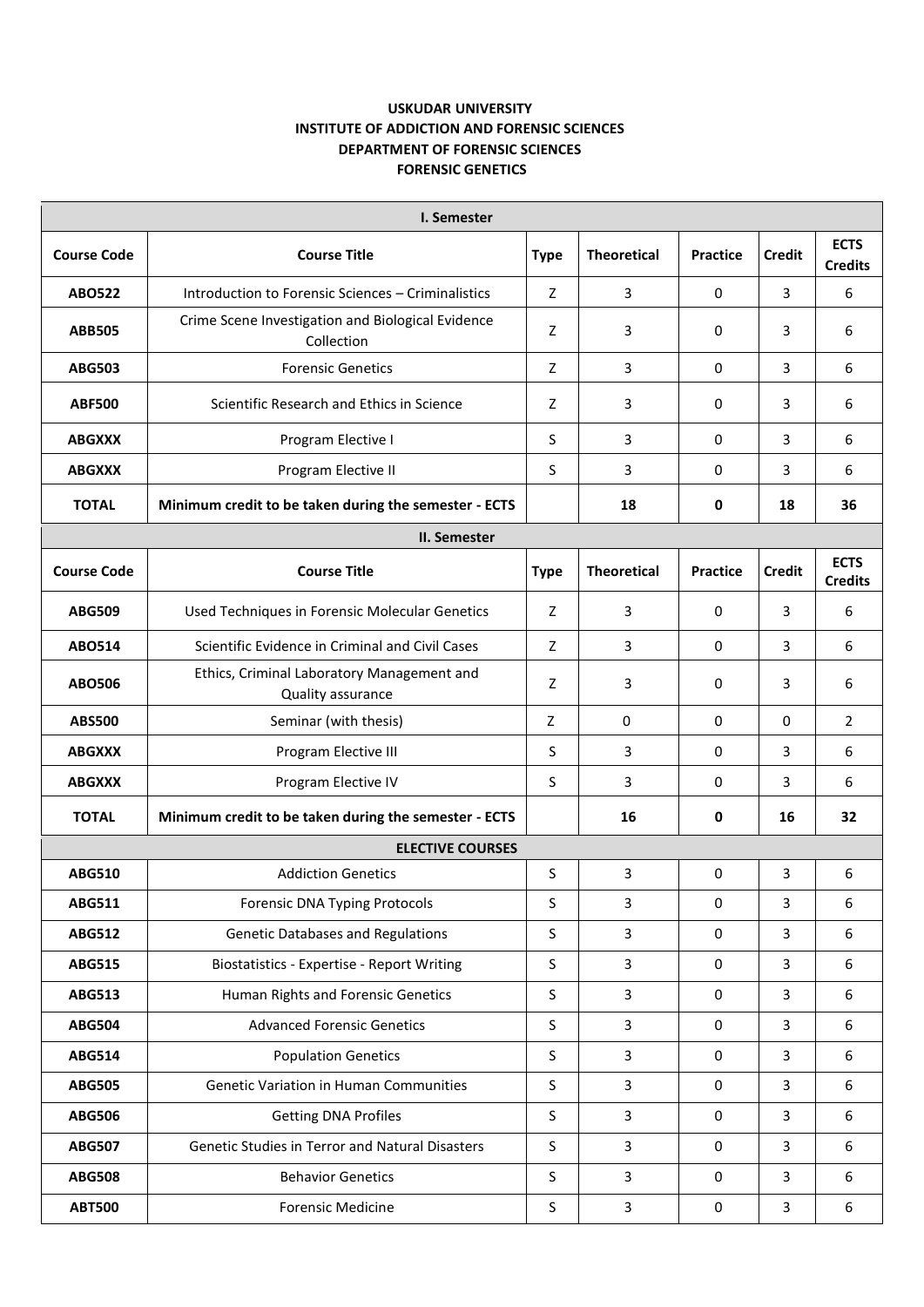**USKUDAR UNIVERSITY**
**INSTITUTE OF ADDICTION AND FORENSIC SCIENCES**
**DEPARTMENT OF FORENSIC SCIENCES**
**FORENSIC GENETICS**

| **I. Semester** | | | | | | |
|---|---|---|---|---|---|---|
| **Course Code** | **Course Title** | **Type** | **Theoretical** | **Practice** | **Credit** | **ECTS Credits** |
| **ABO522** | Introduction to Forensic Sciences – Criminalistics | Z | 3 | 0 | 3 | 6 |
| **ABB505** | Crime Scene Investigation and Biological Evidence Collection | Z | 3 | 0 | 3 | 6 |
| **ABG503** | Forensic Genetics | Z | 3 | 0 | 3 | 6 |
| **ABF500** | Scientific Research and Ethics in Science | Z | 3 | 0 | 3 | 6 |
| **ABGXXX** | Program Elective I | S | 3 | 0 | 3 | 6 |
| **ABGXXX** | Program Elective II | S | 3 | 0 | 3 | 6 |
| **TOTAL** | **Minimum credit to be taken during the semester - ECTS** | | **18** | **0** | **18** | **36** |
| **II. Semester** | | | | | | |
| **Course Code** | **Course Title** | **Type** | **Theoretical** | **Practice** | **Credit** | **ECTS Credits** |
| **ABG509** | Used Techniques in Forensic Molecular Genetics | Z | 3 | 0 | 3 | 6 |
| **ABO514** | Scientific Evidence in Criminal and Civil Cases | Z | 3 | 0 | 3 | 6 |
| **ABO506** | Ethics, Criminal Laboratory Management and Quality assurance | Z | 3 | 0 | 3 | 6 |
| **ABS500** | Seminar (with thesis) | Z | 0 | 0 | 0 | 2 |
| **ABGXXX** | Program Elective III | S | 3 | 0 | 3 | 6 |
| **ABGXXX** | Program Elective IV | S | 3 | 0 | 3 | 6 |
| **TOTAL** | **Minimum credit to be taken during the semester - ECTS** | | **16** | **0** | **16** | **32** |
| **ELECTIVE COURSES** | | | | | | |
| **ABG510** | Addiction Genetics | S | 3 | 0 | 3 | 6 |
| **ABG511** | Forensic DNA Typing Protocols | S | 3 | 0 | 3 | 6 |
| **ABG512** | Genetic Databases and Regulations | S | 3 | 0 | 3 | 6 |
| **ABG515** | Biostatistics - Expertise - Report Writing | S | 3 | 0 | 3 | 6 |
| **ABG513** | Human Rights and Forensic Genetics | S | 3 | 0 | 3 | 6 |
| **ABG504** | Advanced Forensic Genetics | S | 3 | 0 | 3 | 6 |
| **ABG514** | Population Genetics | S | 3 | 0 | 3 | 6 |
| **ABG505** | Genetic Variation in Human Communities | S | 3 | 0 | 3 | 6 |
| **ABG506** | Getting DNA Profiles | S | 3 | 0 | 3 | 6 |
| **ABG507** | Genetic Studies in Terror and Natural Disasters | S | 3 | 0 | 3 | 6 |
| **ABG508** | Behavior Genetics | S | 3 | 0 | 3 | 6 |
| **ABT500** | Forensic Medicine | S | 3 | 0 | 3 | 6 |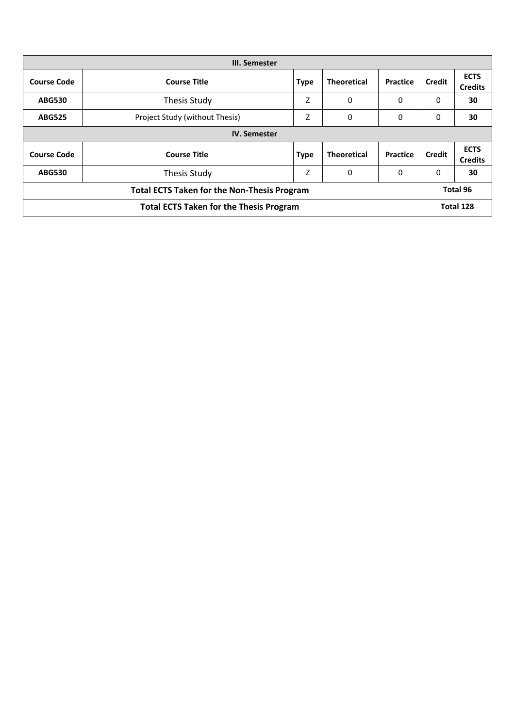| III. Semester | | | | | | |
|---|---|---|---|---|---|---|
| **Course Code** | **Course Title** | **Type** | **Theoretical** | **Practice** | **Credit** | **ECTS Credits** |
| **ABG530** | Thesis Study | Z | 0 | 0 | 0 | **30** |
| **ABG525** | Project Study (without Thesis) | Z | 0 | 0 | 0 | **30** |
| **IV. Semester** | | | | | | |
| **Course Code** | **Course Title** | **Type** | **Theoretical** | **Practice** | **Credit** | **ECTS Credits** |
| **ABG530** | Thesis Study | Z | 0 | 0 | 0 | **30** |
| **Total ECTS Taken for the Non-Thesis Program** | | | | | **Total 96** | |
| **Total ECTS Taken for the Thesis Program** | | | | | **Total 128** | |